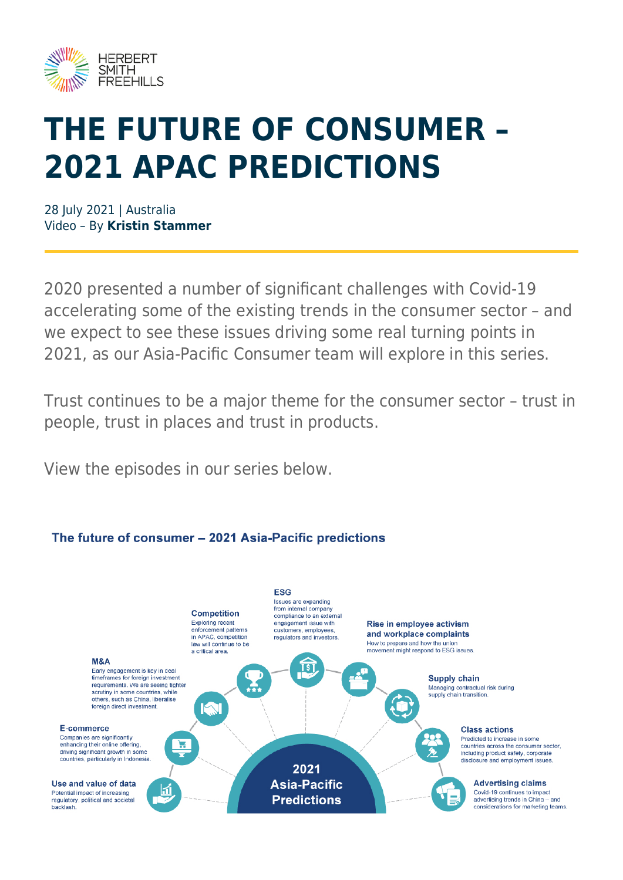# THE FUTURE OF CONSUMER – 2021 APAC PREDICTIONS

28 July 2021 | Australia
Video – By **Kristin Stammer**

2020 presented a number of significant challenges with Covid-19 accelerating some of the existing trends in the consumer sector – and we expect to see these issues driving some real turning points in 2021, as our Asia-Pacific Consumer team will explore in this series.

Trust continues to be a major theme for the consumer sector – trust in people, trust in places and trust in products.

View the episodes in our series below.

## The future of consumer – 2021 Asia-Pacific predictions

**2021 Asia-Pacific Predictions**

**Use and value of data**
Potential impact of increasing regulatory, political and societal backlash.

**E-commerce**
Companies are significantly enhancing their online offering, driving significant growth in some countries, particularly in Indonesia.

**M&A**
Early engagement is key in deal timeframes for foreign investment requirements. We are seeing tighter scrutiny in some countries, while others, such as China, liberalise foreign direct investment.

**Competition**
Exploring recent enforcement patterns in APAC, competition law will continue to be a critical area.

**ESG**
Issues are expanding from internal company compliance to an external engagement issue with customers, employees, regulators and investors.

**Rise in employee activism and workplace complaints**
How to prepare and how the union movement might respond to ESG issues.

**Supply chain**
Managing contractual risk during supply chain transition.

**Class actions**
Predicted to increase in some countries across the consumer sector, including product safety, corporate disclosure and employment issues.

**Advertising claims**
Covid-19 continues to impact advertising trends in China – and considerations for marketing teams.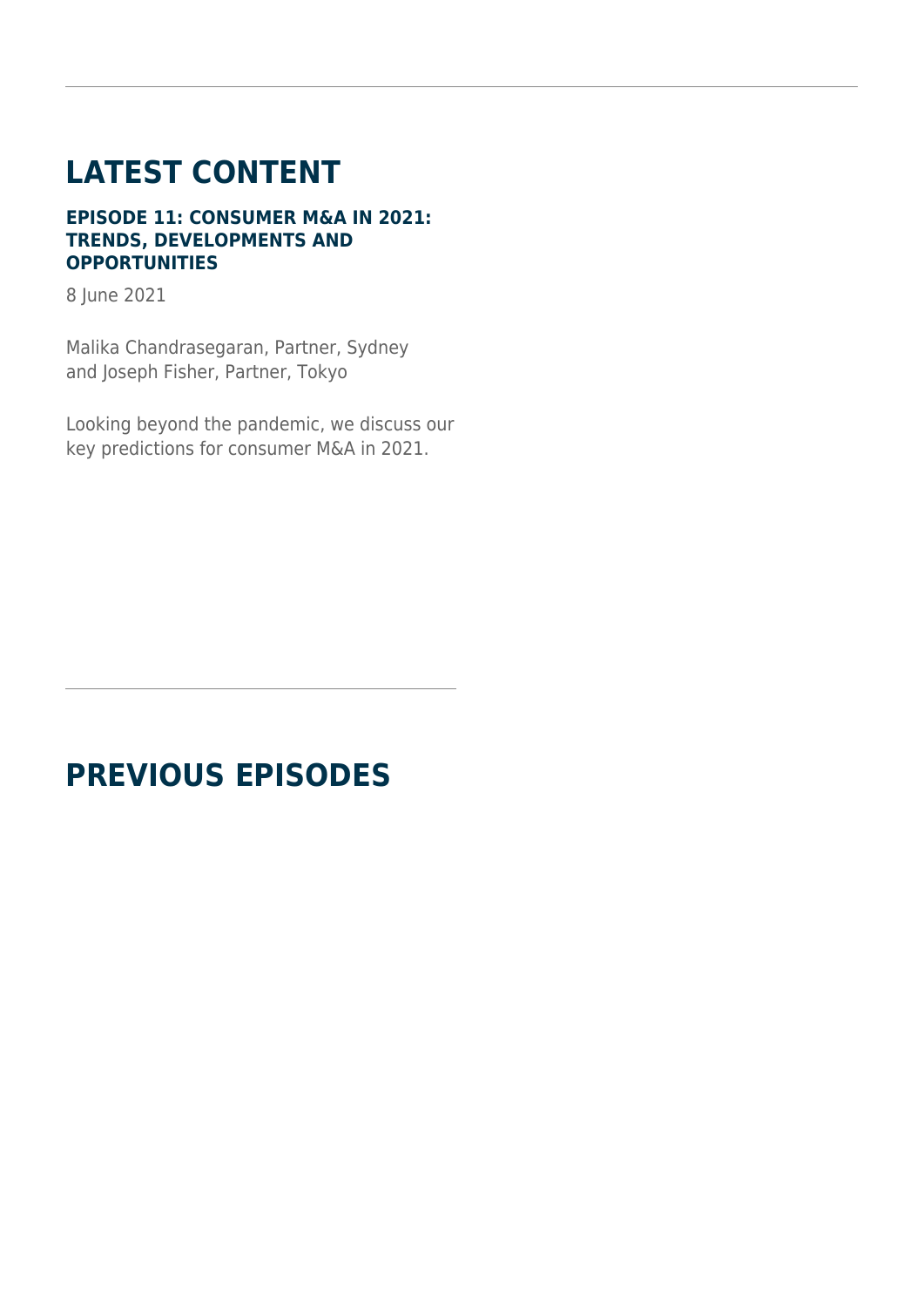## LATEST CONTENT

### EPISODE 11: CONSUMER M&A IN 2021: TRENDS, DEVELOPMENTS AND OPPORTUNITIES

8 June 2021

Malika Chandrasegaran, Partner, Sydney and Joseph Fisher, Partner, Tokyo

Looking beyond the pandemic, we discuss our key predictions for consumer M&A in 2021.

## PREVIOUS EPISODES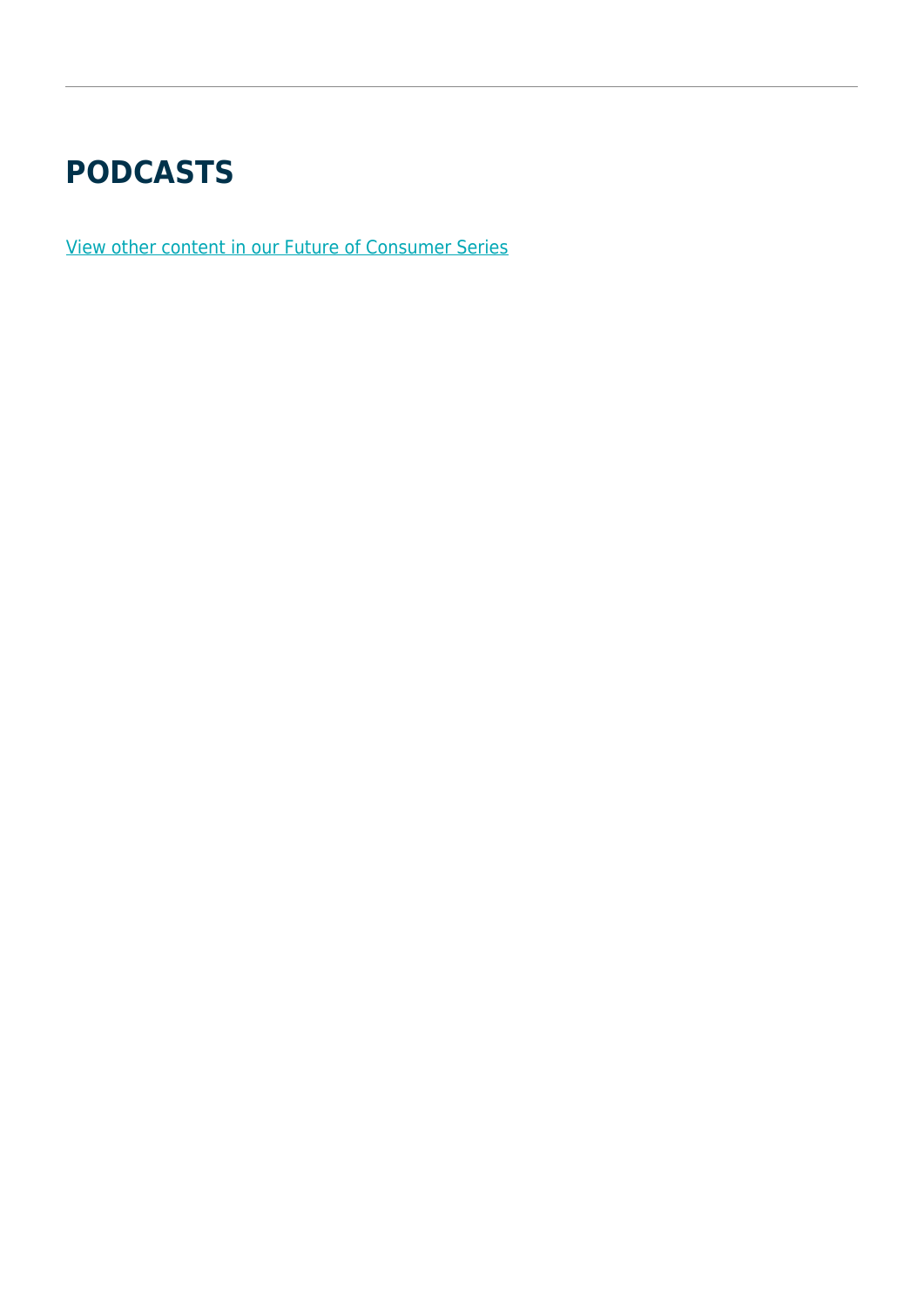## PODCASTS

View other content in our Future of Consumer Series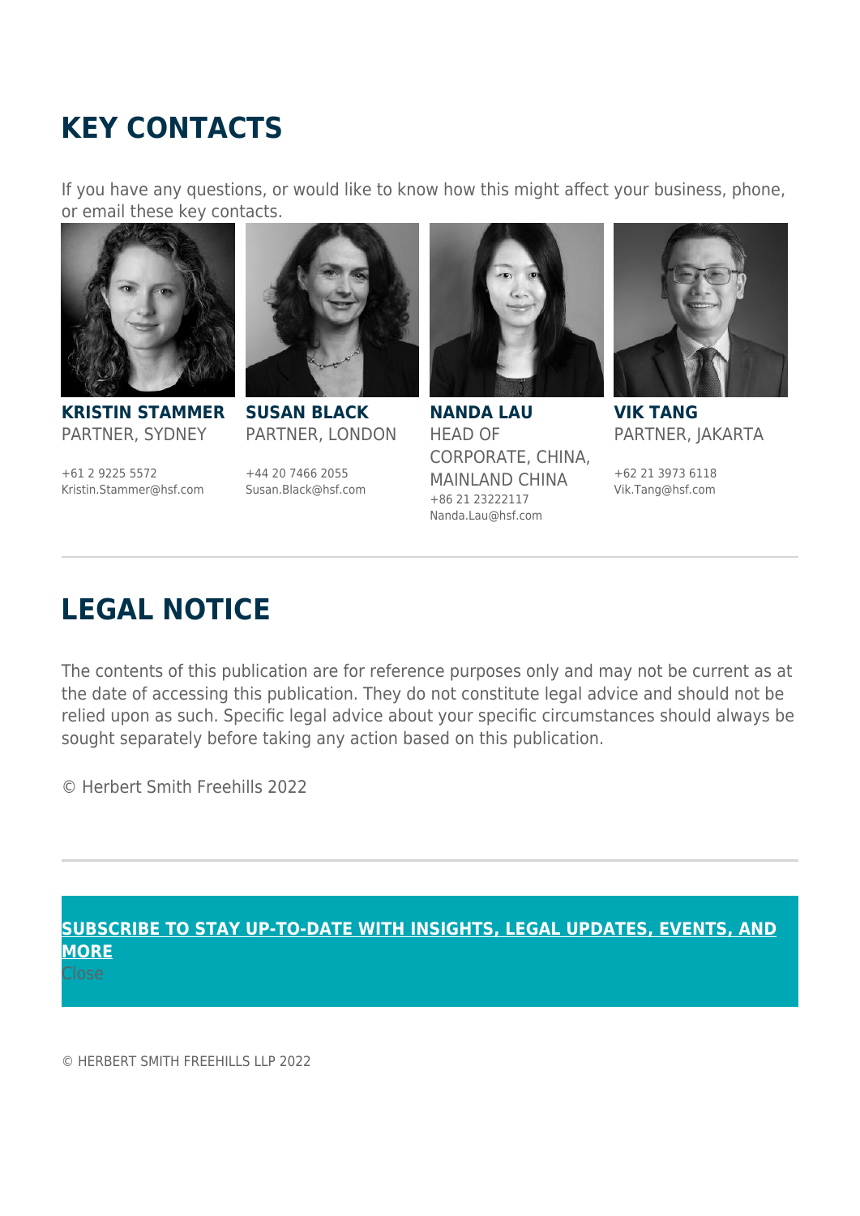## KEY CONTACTS

If you have any questions, or would like to know how this might affect your business, phone, or email these key contacts.

**KRISTIN STAMMER**
PARTNER, SYDNEY

+61 2 9225 5572
Kristin.Stammer@hsf.com

**SUSAN BLACK**
PARTNER, LONDON

+44 20 7466 2055
Susan.Black@hsf.com

**NANDA LAU**
HEAD OF CORPORATE, CHINA, MAINLAND CHINA
+86 21 23222117
Nanda.Lau@hsf.com

**VIK TANG**
PARTNER, JAKARTA

+62 21 3973 6118
Vik.Tang@hsf.com

## LEGAL NOTICE

The contents of this publication are for reference purposes only and may not be current as at the date of accessing this publication. They do not constitute legal advice and should not be relied upon as such. Specific legal advice about your specific circumstances should always be sought separately before taking any action based on this publication.

© Herbert Smith Freehills 2022

**SUBSCRIBE TO STAY UP-TO-DATE WITH INSIGHTS, LEGAL UPDATES, EVENTS, AND MORE**
Close

© HERBERT SMITH FREEHILLS LLP 2022